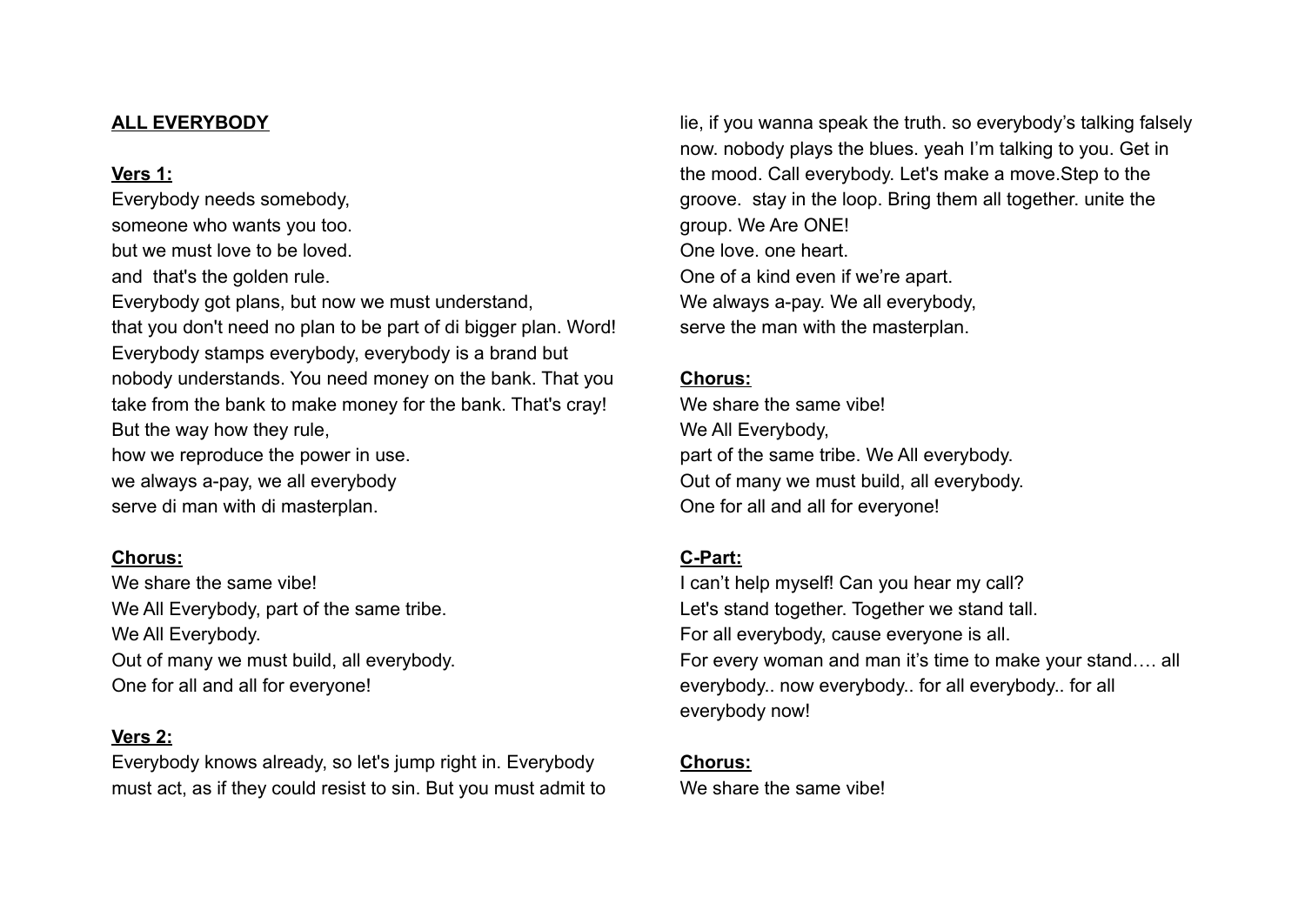**ALL EVERYBODY**

**Vers 1:**

Everybody needs somebody,
someone who wants you too.
but we must love to be loved.
and  that's the golden rule.
Everybody got plans, but now we must understand,
that you don't need no plan to be part of di bigger plan. Word!
Everybody stamps everybody, everybody is a brand but nobody understands. You need money on the bank. That you take from the bank to make money for the bank. That's cray!
But the way how they rule,
how we reproduce the power in use.
we always a-pay, we all everybody
serve di man with di masterplan.

**Chorus:**

We share the same vibe!
We All Everybody, part of the same tribe.
We All Everybody.
Out of many we must build, all everybody.
One for all and all for everyone!

**Vers 2:**

Everybody knows already, so let's jump right in. Everybody must act, as if they could resist to sin. But you must admit to lie, if you wanna speak the truth. so everybody's talking falsely now. nobody plays the blues. yeah I'm talking to you. Get in the mood. Call everybody. Let's make a move.Step to the groove.  stay in the loop. Bring them all together. unite the group. We Are ONE!
One love. one heart.
One of a kind even if we're apart.
We always a-pay. We all everybody,
serve the man with the masterplan.

**Chorus:**

We share the same vibe!
We All Everybody,
part of the same tribe. We All everybody.
Out of many we must build, all everybody.
One for all and all for everyone!

**C-Part:**

I can't help myself! Can you hear my call?
Let's stand together. Together we stand tall.
For all everybody, cause everyone is all.
For every woman and man it's time to make your stand…. all everybody.. now everybody.. for all everybody.. for all everybody now!

**Chorus:**

We share the same vibe!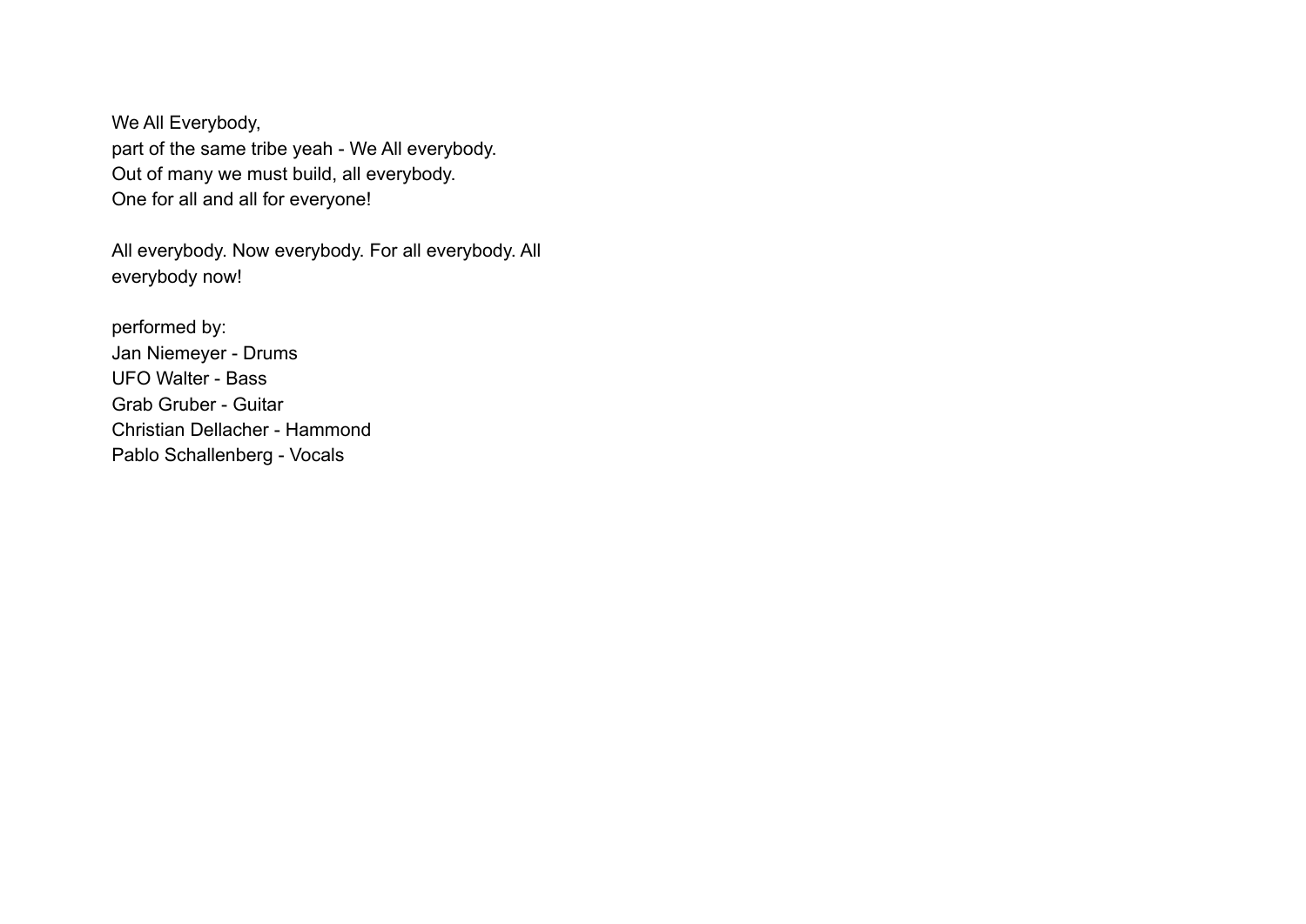We All Everybody,  
part of the same tribe yeah - We All everybody.  
Out of many we must build, all everybody.  
One for all and all for everyone!

All everybody. Now everybody. For all everybody. All everybody now!

performed by:  
Jan Niemeyer - Drums  
UFO Walter - Bass  
Grab Gruber - Guitar  
Christian Dellacher - Hammond  
Pablo Schallenberg - Vocals